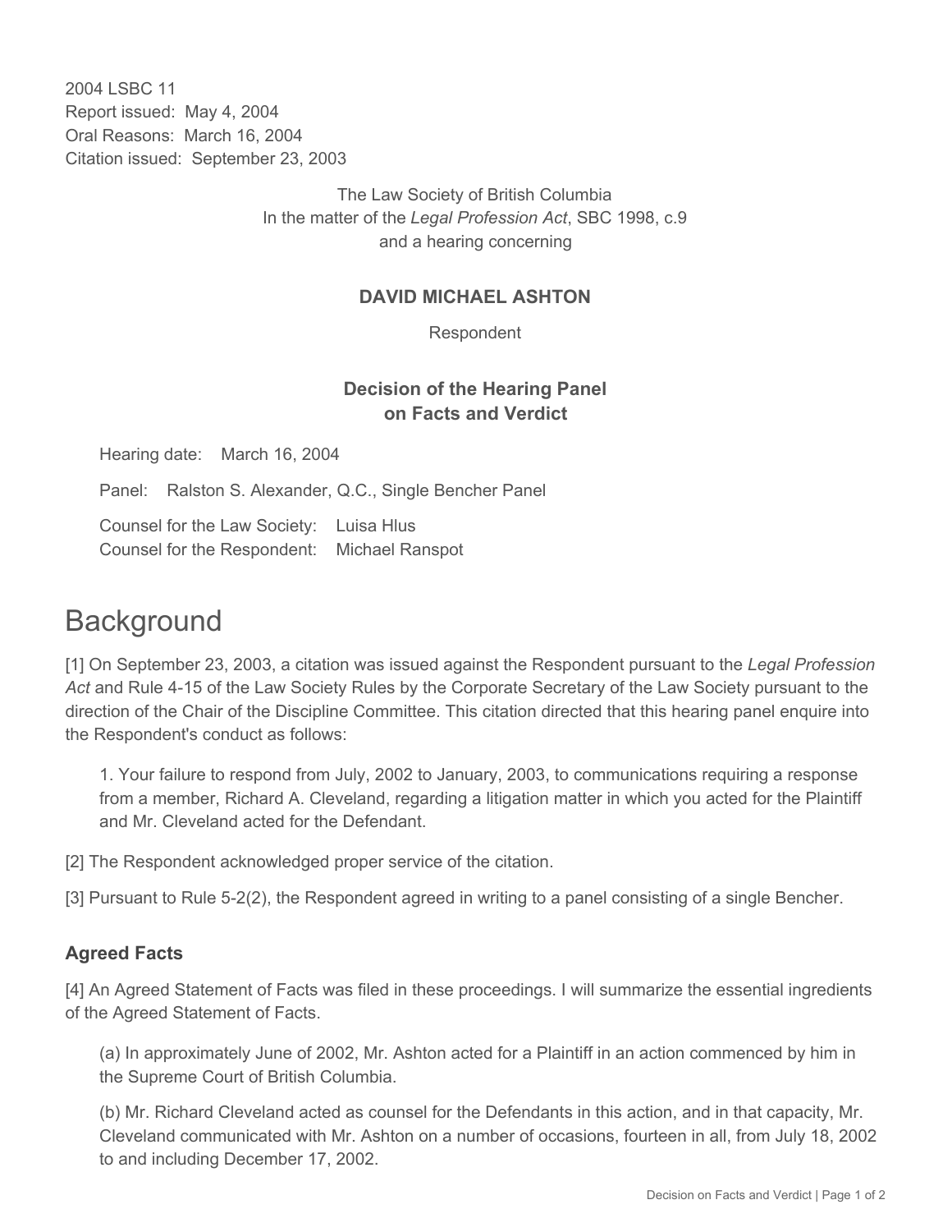2004 LSBC 11
Report issued: May 4, 2004
Oral Reasons: March 16, 2004
Citation issued: September 23, 2003

The Law Society of British Columbia
In the matter of the *Legal Profession Act*, SBC 1998, c.9
and a hearing concerning

**DAVID MICHAEL ASHTON**

Respondent

**Decision of the Hearing Panel on Facts and Verdict**

Hearing date: March 16, 2004

Panel: Ralston S. Alexander, Q.C., Single Bencher Panel

Counsel for the Law Society: Luisa Hlus
Counsel for the Respondent: Michael Ranspot

# Background

[1] On September 23, 2003, a citation was issued against the Respondent pursuant to the *Legal Profession Act* and Rule 4-15 of the Law Society Rules by the Corporate Secretary of the Law Society pursuant to the direction of the Chair of the Discipline Committee. This citation directed that this hearing panel enquire into the Respondent's conduct as follows:

> 1. Your failure to respond from July, 2002 to January, 2003, to communications requiring a response from a member, Richard A. Cleveland, regarding a litigation matter in which you acted for the Plaintiff and Mr. Cleveland acted for the Defendant.

[2] The Respondent acknowledged proper service of the citation.

[3] Pursuant to Rule 5-2(2), the Respondent agreed in writing to a panel consisting of a single Bencher.

### Agreed Facts

[4] An Agreed Statement of Facts was filed in these proceedings. I will summarize the essential ingredients of the Agreed Statement of Facts.

> (a) In approximately June of 2002, Mr. Ashton acted for a Plaintiff in an action commenced by him in the Supreme Court of British Columbia.
>
> (b) Mr. Richard Cleveland acted as counsel for the Defendants in this action, and in that capacity, Mr. Cleveland communicated with Mr. Ashton on a number of occasions, fourteen in all, from July 18, 2002 to and including December 17, 2002.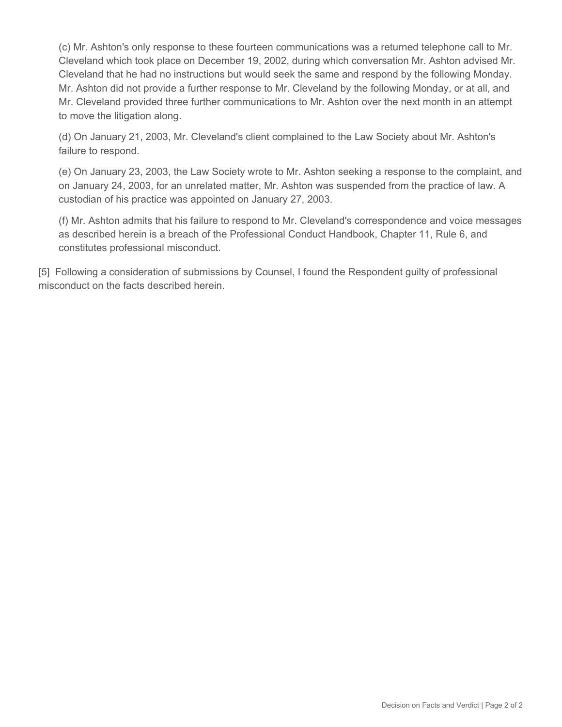(c) Mr. Ashton's only response to these fourteen communications was a returned telephone call to Mr. Cleveland which took place on December 19, 2002, during which conversation Mr. Ashton advised Mr. Cleveland that he had no instructions but would seek the same and respond by the following Monday. Mr. Ashton did not provide a further response to Mr. Cleveland by the following Monday, or at all, and Mr. Cleveland provided three further communications to Mr. Ashton over the next month in an attempt to move the litigation along.

(d) On January 21, 2003, Mr. Cleveland's client complained to the Law Society about Mr. Ashton's failure to respond.

(e) On January 23, 2003, the Law Society wrote to Mr. Ashton seeking a response to the complaint, and on January 24, 2003, for an unrelated matter, Mr. Ashton was suspended from the practice of law. A custodian of his practice was appointed on January 27, 2003.

(f) Mr. Ashton admits that his failure to respond to Mr. Cleveland's correspondence and voice messages as described herein is a breach of the Professional Conduct Handbook, Chapter 11, Rule 6, and constitutes professional misconduct.

[5] Following a consideration of submissions by Counsel, I found the Respondent guilty of professional misconduct on the facts described herein.